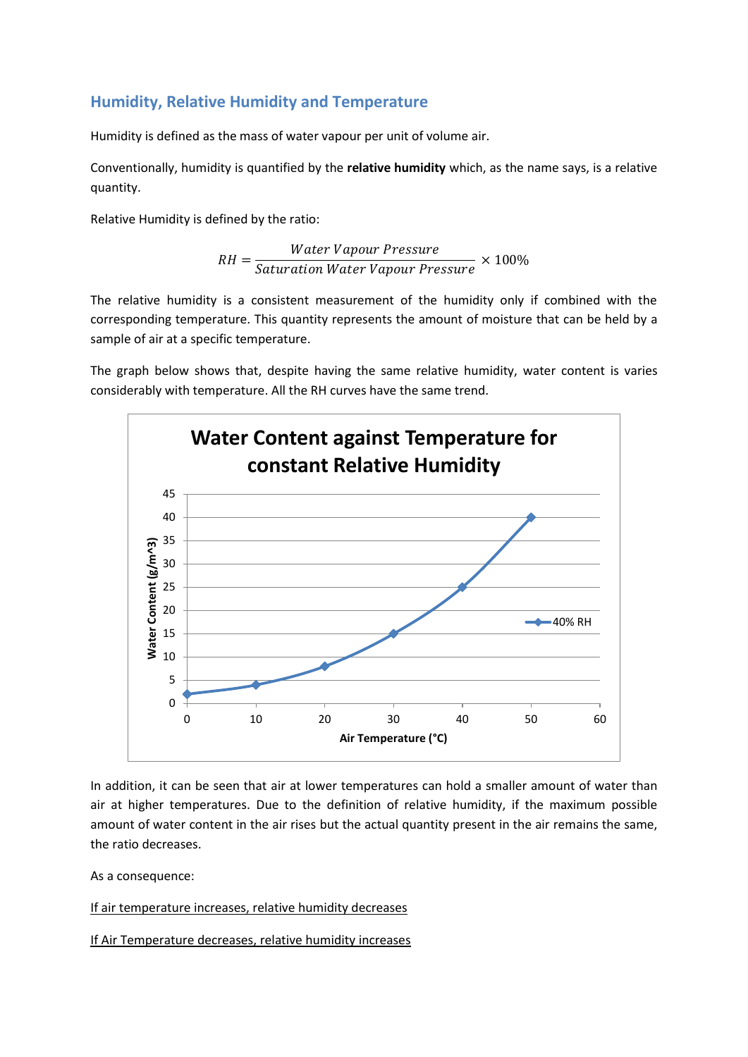## Humidity, Relative Humidity and Temperature

Humidity is defined as the mass of water vapour per unit of volume air.

Conventionally, humidity is quantified by the **relative humidity** which, as the name says, is a relative quantity.

Relative Humidity is defined by the ratio:

$$RH = \frac{Water\ Vapour\ Pressure}{Saturation\ Water\ Vapour\ Pressure} \times 100\%$$

The relative humidity is a consistent measurement of the humidity only if combined with the corresponding temperature. This quantity represents the amount of moisture that can be held by a sample of air at a specific temperature.

The graph below shows that, despite having the same relative humidity, water content is varies considerably with temperature. All the RH curves have the same trend.

**Water Content against Temperature for constant Relative Humidity**

| Air Temperature (°C) | Water Content (g/m^3), 40% RH |
|---|---|
| 0 | 2 |
| 10 | 4 |
| 20 | 8 |
| 30 | 15 |
| 40 | 25 |
| 50 | 40 |

In addition, it can be seen that air at lower temperatures can hold a smaller amount of water than air at higher temperatures. Due to the definition of relative humidity, if the maximum possible amount of water content in the air rises but the actual quantity present in the air remains the same, the ratio decreases.

As a consequence:

<u>If air temperature increases, relative humidity decreases</u>

<u>If Air Temperature decreases, relative humidity increases</u>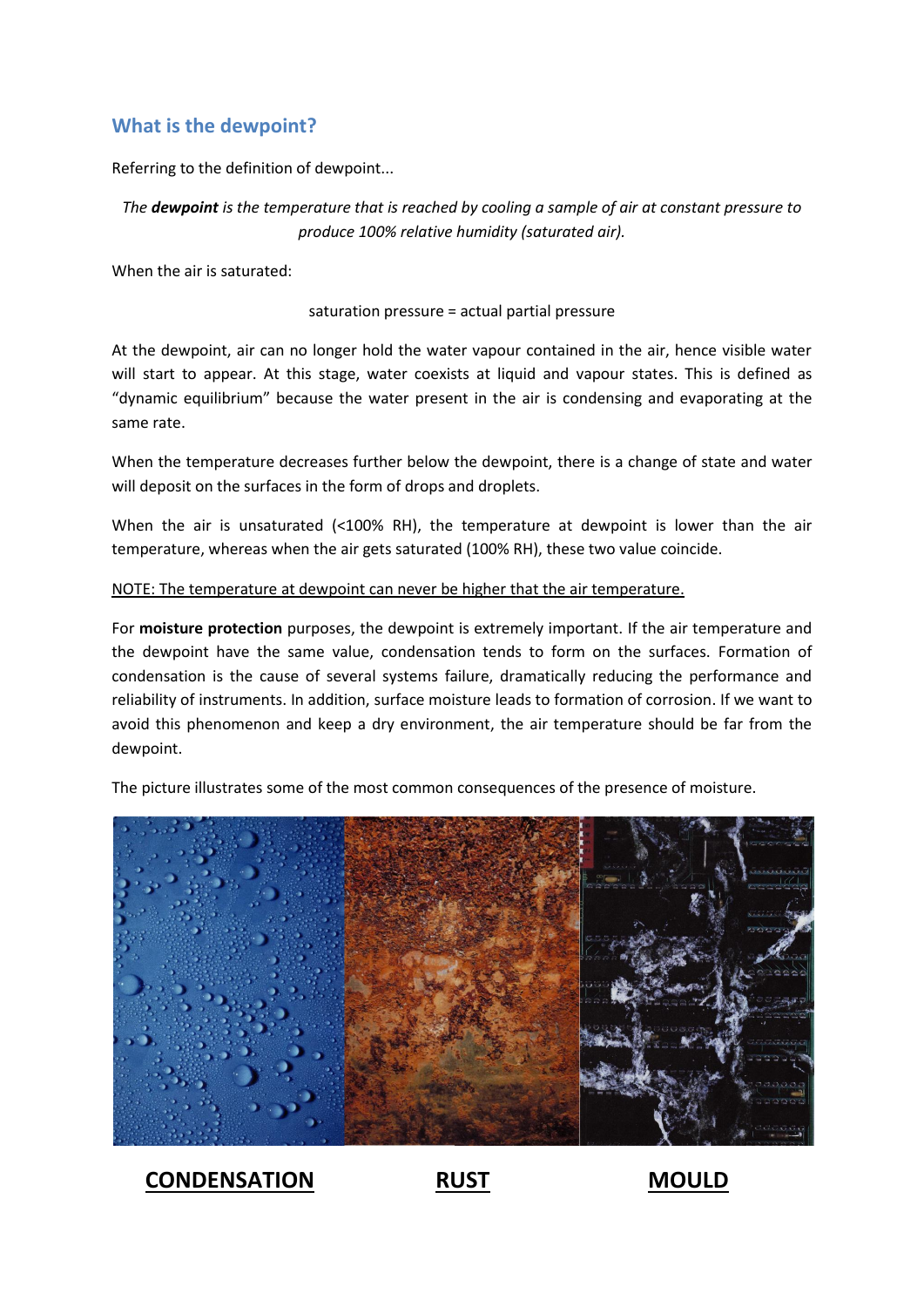## What is the dewpoint?

Referring to the definition of dewpoint...

*The **dewpoint** is the temperature that is reached by cooling a sample of air at constant pressure to produce 100% relative humidity (saturated air).*

When the air is saturated:

saturation pressure = actual partial pressure

At the dewpoint, air can no longer hold the water vapour contained in the air, hence visible water will start to appear. At this stage, water coexists at liquid and vapour states. This is defined as "dynamic equilibrium" because the water present in the air is condensing and evaporating at the same rate.

When the temperature decreases further below the dewpoint, there is a change of state and water will deposit on the surfaces in the form of drops and droplets.

When the air is unsaturated (<100% RH), the temperature at dewpoint is lower than the air temperature, whereas when the air gets saturated (100% RH), these two value coincide.

NOTE: The temperature at dewpoint can never be higher that the air temperature.

For **moisture protection** purposes, the dewpoint is extremely important. If the air temperature and the dewpoint have the same value, condensation tends to form on the surfaces. Formation of condensation is the cause of several systems failure, dramatically reducing the performance and reliability of instruments. In addition, surface moisture leads to formation of corrosion. If we want to avoid this phenomenon and keep a dry environment, the air temperature should be far from the dewpoint.

The picture illustrates some of the most common consequences of the presence of moisture.

**CONDENSATION** **RUST** **MOULD**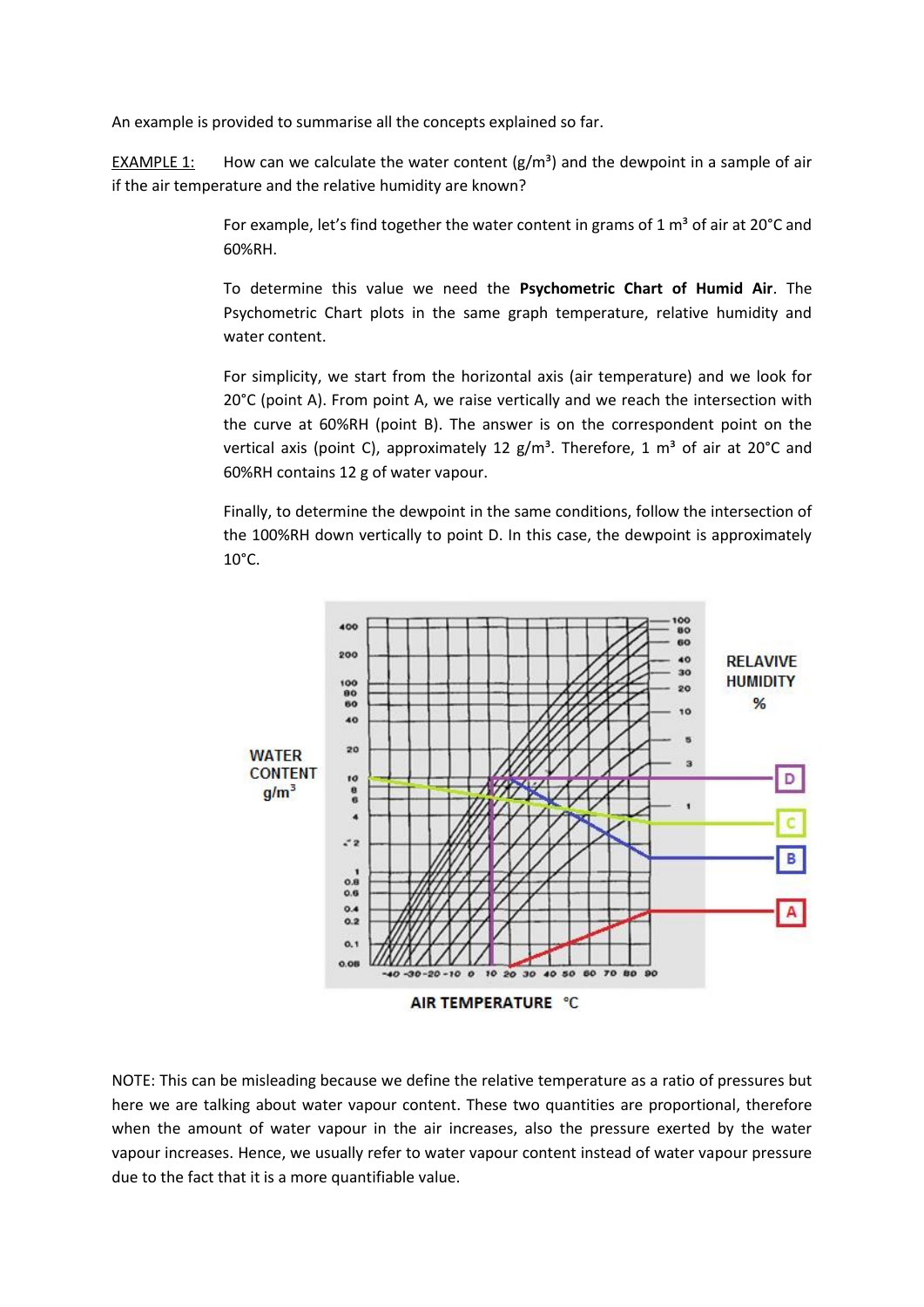An example is provided to summarise all the concepts explained so far.

EXAMPLE 1: How can we calculate the water content (g/m³) and the dewpoint in a sample of air if the air temperature and the relative humidity are known?

For example, let's find together the water content in grams of 1 m³ of air at 20°C and 60%RH.

To determine this value we need the **Psychometric Chart of Humid Air**. The Psychometric Chart plots in the same graph temperature, relative humidity and water content.

For simplicity, we start from the horizontal axis (air temperature) and we look for 20°C (point A). From point A, we raise vertically and we reach the intersection with the curve at 60%RH (point B). The answer is on the correspondent point on the vertical axis (point C), approximately 12 g/m³. Therefore, 1 m³ of air at 20°C and 60%RH contains 12 g of water vapour.

Finally, to determine the dewpoint in the same conditions, follow the intersection of the 100%RH down vertically to point D. In this case, the dewpoint is approximately 10°C.

NOTE: This can be misleading because we define the relative temperature as a ratio of pressures but here we are talking about water vapour content. These two quantities are proportional, therefore when the amount of water vapour in the air increases, also the pressure exerted by the water vapour increases. Hence, we usually refer to water vapour content instead of water vapour pressure due to the fact that it is a more quantifiable value.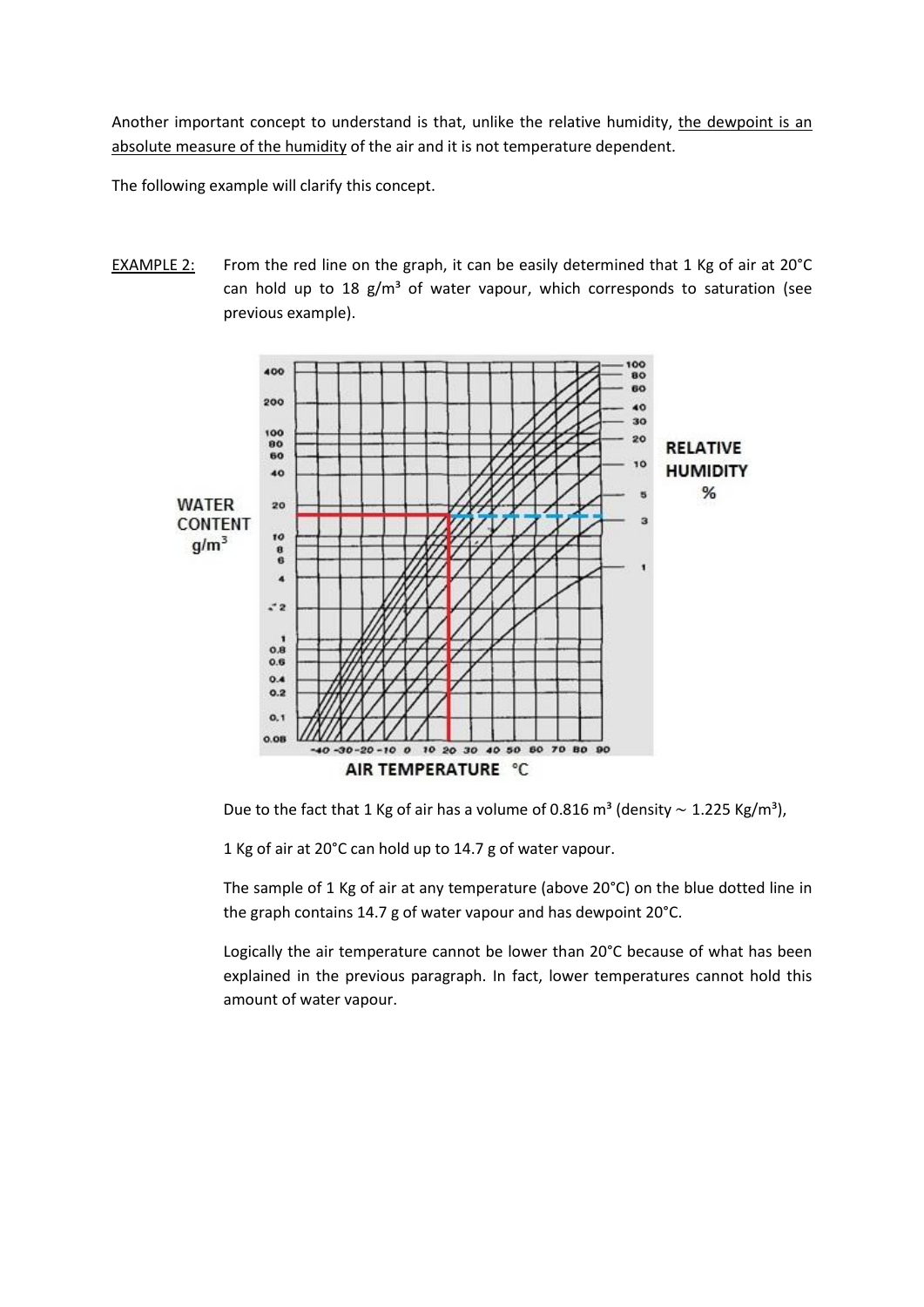Another important concept to understand is that, unlike the relative humidity, the dewpoint is an absolute measure of the humidity of the air and it is not temperature dependent.

The following example will clarify this concept.

EXAMPLE 2: From the red line on the graph, it can be easily determined that 1 Kg of air at 20°C can hold up to 18 g/m³ of water vapour, which corresponds to saturation (see previous example).

WATER CONTENT g/m³

400
200
100
80
60
40
20
10
8
6
4
2
1
0.8
0.6
0.4
0.2
0.1
0.08

-40 -30 -20 -10 0 10 20 30 40 50 60 70 80 90

AIR TEMPERATURE °C

100
80
60
40
30
20
10
5
3
1

RELATIVE HUMIDITY %

Due to the fact that 1 Kg of air has a volume of 0.816 m³ (density ~ 1.225 Kg/m³),

1 Kg of air at 20°C can hold up to 14.7 g of water vapour.

The sample of 1 Kg of air at any temperature (above 20°C) on the blue dotted line in the graph contains 14.7 g of water vapour and has dewpoint 20°C.

Logically the air temperature cannot be lower than 20°C because of what has been explained in the previous paragraph. In fact, lower temperatures cannot hold this amount of water vapour.